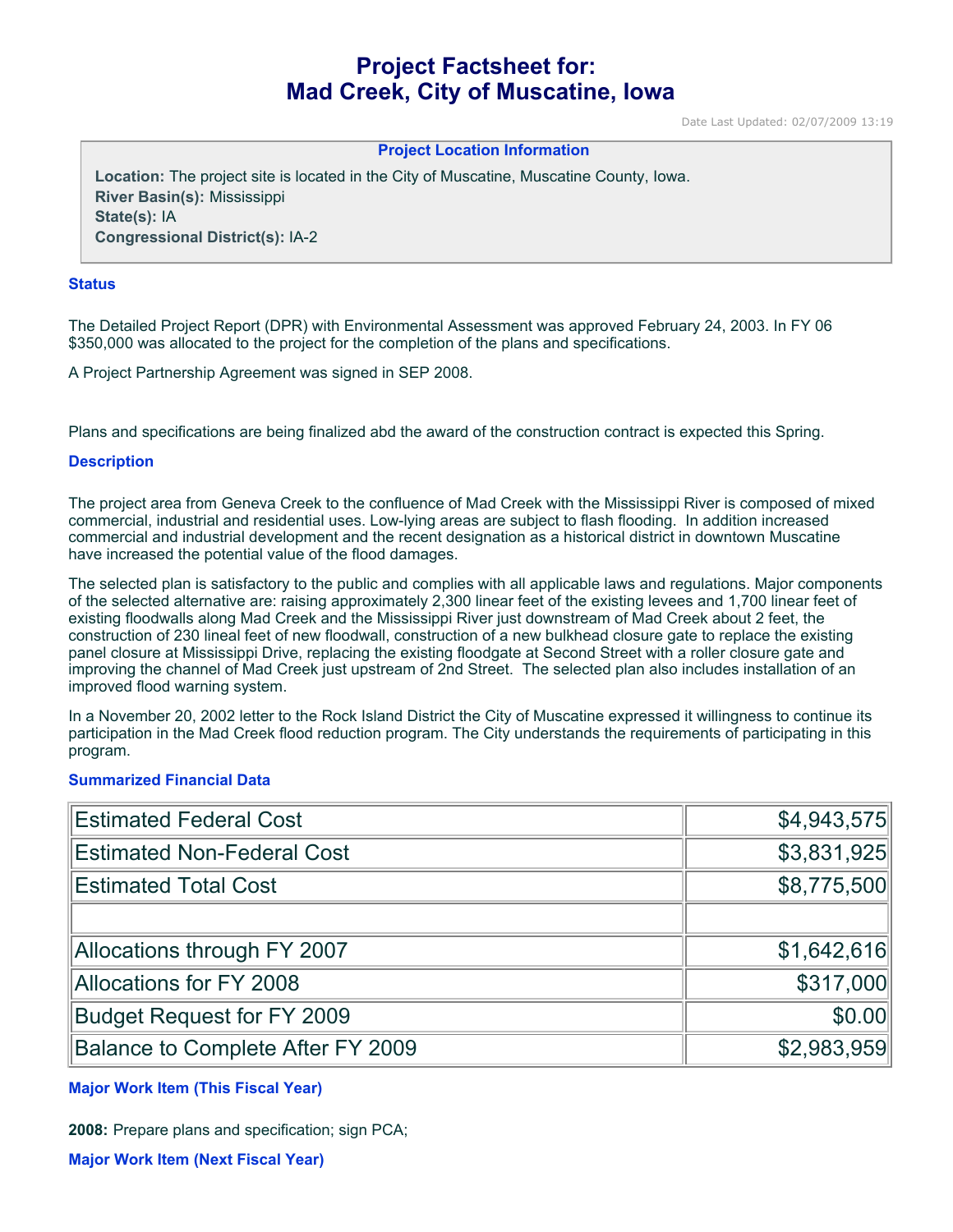# Project Factsheet for: Mad Creek, City of Muscatine, Iowa

Date Last Updated: 02/07/2009 13:19

**Project Location Information**

**Location:** The project site is located in the City of Muscatine, Muscatine County, Iowa.
**River Basin(s):** Mississippi
**State(s):** IA
**Congressional District(s):** IA-2

## Status

The Detailed Project Report (DPR) with Environmental Assessment was approved February 24, 2003. In FY 06 $350,000 was allocated to the project for the completion of the plans and specifications.

A Project Partnership Agreement was signed in SEP 2008.

Plans and specifications are being finalized abd the award of the construction contract is expected this Spring.

## Description

The project area from Geneva Creek to the confluence of Mad Creek with the Mississippi River is composed of mixed commercial, industrial and residential uses. Low-lying areas are subject to flash flooding. In addition increased commercial and industrial development and the recent designation as a historical district in downtown Muscatine have increased the potential value of the flood damages.

The selected plan is satisfactory to the public and complies with all applicable laws and regulations. Major components of the selected alternative are: raising approximately 2,300 linear feet of the existing levees and 1,700 linear feet of existing floodwalls along Mad Creek and the Mississippi River just downstream of Mad Creek about 2 feet, the construction of 230 lineal feet of new floodwall, construction of a new bulkhead closure gate to replace the existing panel closure at Mississippi Drive, replacing the existing floodgate at Second Street with a roller closure gate and improving the channel of Mad Creek just upstream of 2nd Street. The selected plan also includes installation of an improved flood warning system.

In a November 20, 2002 letter to the Rock Island District the City of Muscatine expressed it willingness to continue its participation in the Mad Creek flood reduction program. The City understands the requirements of participating in this program.

## Summarized Financial Data

| | |
|---|---:|
| Estimated Federal Cost | $4,943,575 |
| Estimated Non-Federal Cost | $3,831,925 |
| Estimated Total Cost | $8,775,500 |
| | |
| Allocations through FY 2007 | $1,642,616 |
| Allocations for FY 2008 | $317,000 |
| Budget Request for FY 2009 | $0.00 |
| Balance to Complete After FY 2009 | $2,983,959 |

## Major Work Item (This Fiscal Year)

**2008:** Prepare plans and specification; sign PCA;

## Major Work Item (Next Fiscal Year)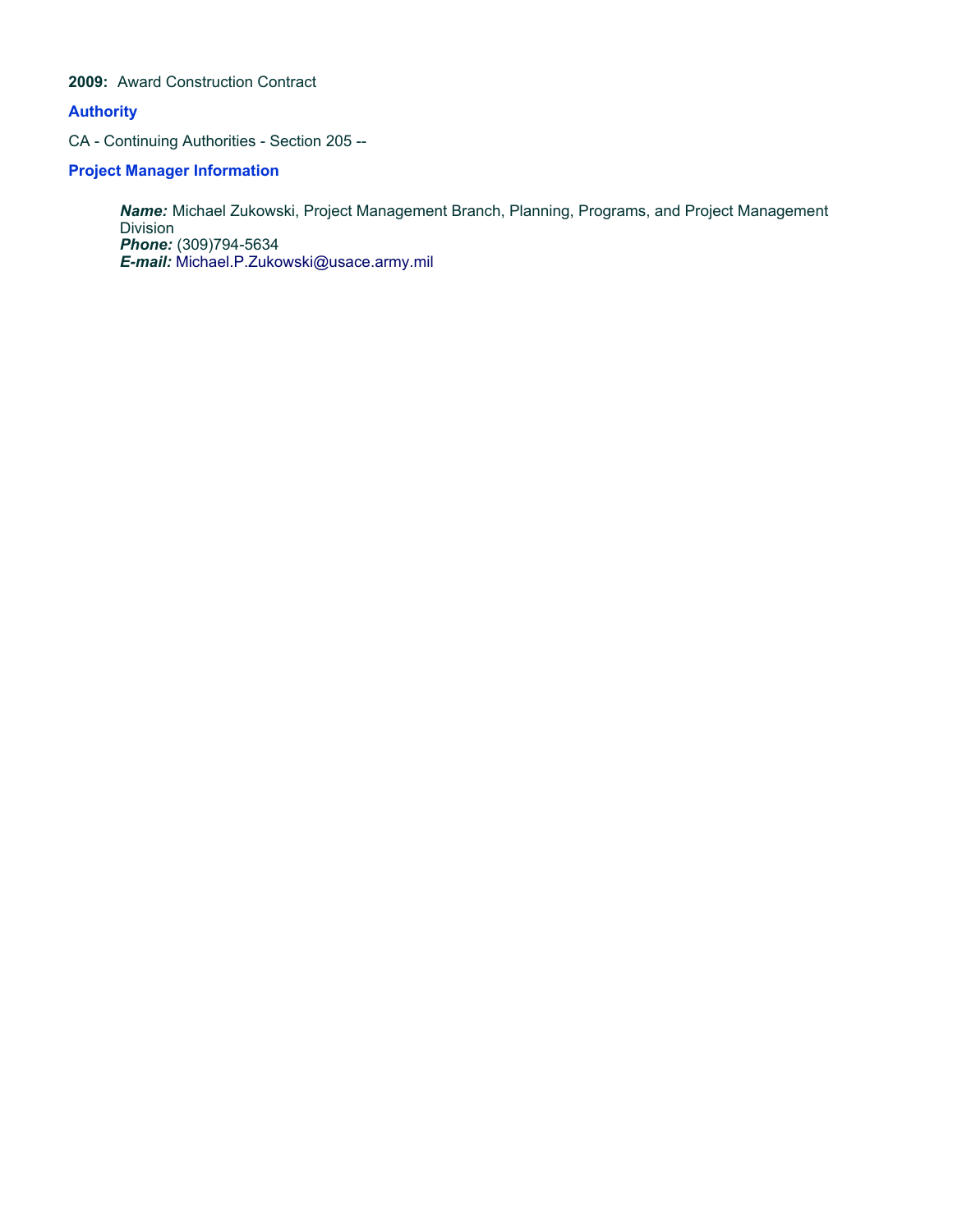**2009:** Award Construction Contract

### Authority

CA - Continuing Authorities - Section 205 --

### Project Manager Information

> ***Name:*** Michael Zukowski, Project Management Branch, Planning, Programs, and Project Management Division
> ***Phone:*** (309)794-5634
> ***E-mail:*** Michael.P.Zukowski@usace.army.mil